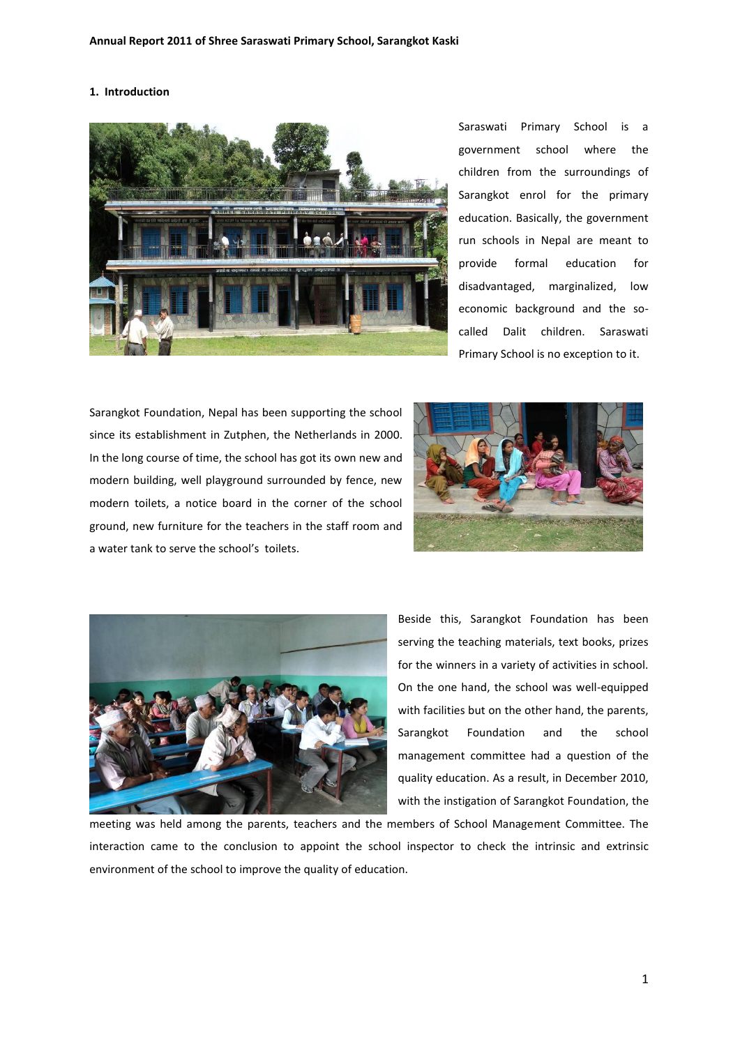**Annual Report 2011 of Shree Saraswati Primary School, Sarangkot Kaski**

## 1. Introduction

Saraswati Primary School is a government school where the children from the surroundings of Sarangkot enrol for the primary education. Basically, the government run schools in Nepal are meant to provide formal education for disadvantaged, marginalized, low economic background and the so-called Dalit children. Saraswati Primary School is no exception to it.

Sarangkot Foundation, Nepal has been supporting the school since its establishment in Zutphen, the Netherlands in 2000. In the long course of time, the school has got its own new and modern building, well playground surrounded by fence, new modern toilets, a notice board in the corner of the school ground, new furniture for the teachers in the staff room and a water tank to serve the school's toilets.

Beside this, Sarangkot Foundation has been serving the teaching materials, text books, prizes for the winners in a variety of activities in school. On the one hand, the school was well-equipped with facilities but on the other hand, the parents, Sarangkot Foundation and the school management committee had a question of the quality education. As a result, in December 2010, with the instigation of Sarangkot Foundation, the meeting was held among the parents, teachers and the members of School Management Committee. The interaction came to the conclusion to appoint the school inspector to check the intrinsic and extrinsic environment of the school to improve the quality of education.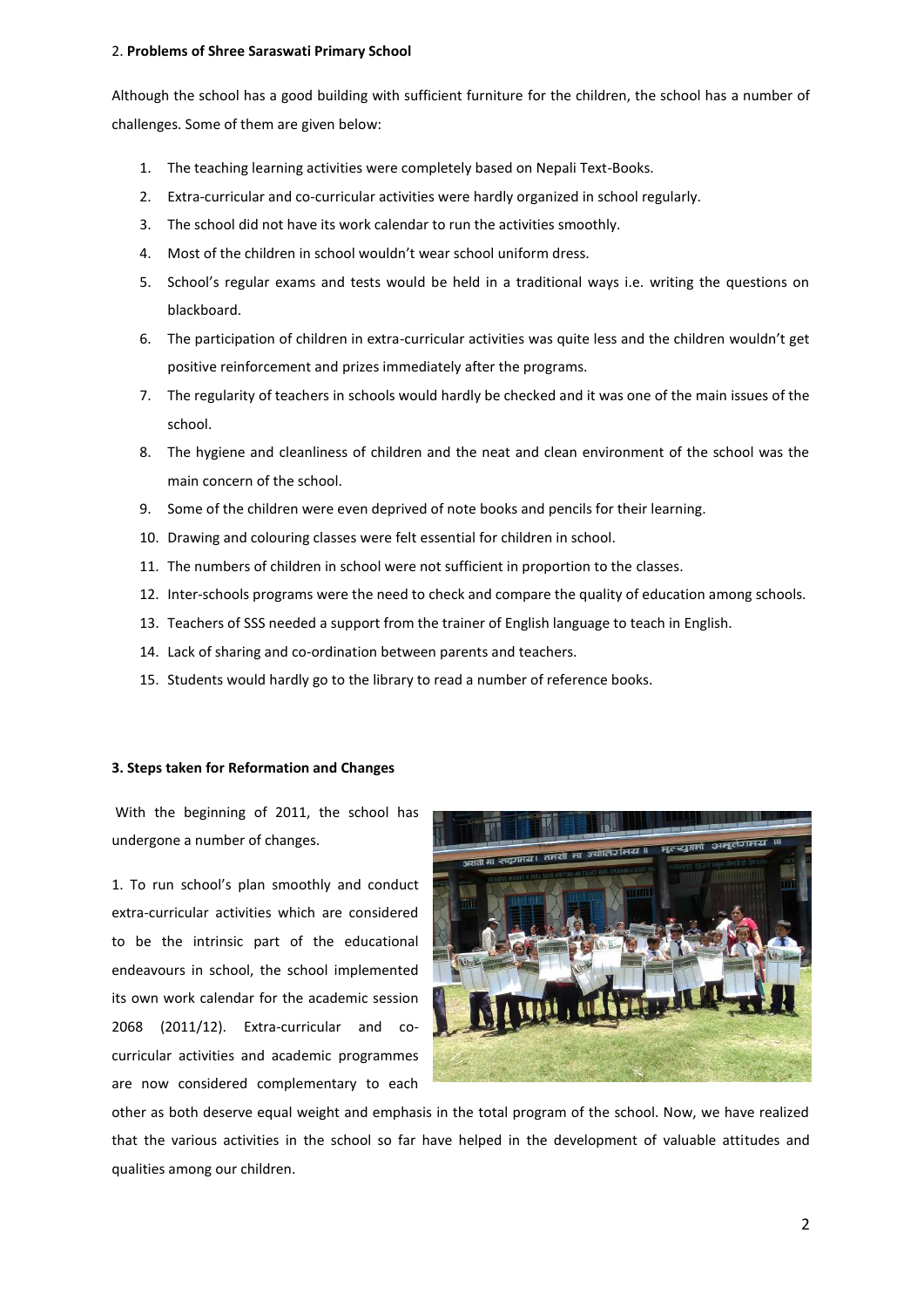## 2. **Problems of Shree Saraswati Primary School**

Although the school has a good building with sufficient furniture for the children, the school has a number of challenges. Some of them are given below:

1. The teaching learning activities were completely based on Nepali Text-Books.
2. Extra-curricular and co-curricular activities were hardly organized in school regularly.
3. The school did not have its work calendar to run the activities smoothly.
4. Most of the children in school wouldn't wear school uniform dress.
5. School's regular exams and tests would be held in a traditional ways i.e. writing the questions on blackboard.
6. The participation of children in extra-curricular activities was quite less and the children wouldn't get positive reinforcement and prizes immediately after the programs.
7. The regularity of teachers in schools would hardly be checked and it was one of the main issues of the school.
8. The hygiene and cleanliness of children and the neat and clean environment of the school was the main concern of the school.
9. Some of the children were even deprived of note books and pencils for their learning.
10. Drawing and colouring classes were felt essential for children in school.
11. The numbers of children in school were not sufficient in proportion to the classes.
12. Inter-schools programs were the need to check and compare the quality of education among schools.
13. Teachers of SSS needed a support from the trainer of English language to teach in English.
14. Lack of sharing and co-ordination between parents and teachers.
15. Students would hardly go to the library to read a number of reference books.

## 3. Steps taken for Reformation and Changes

With the beginning of 2011, the school has undergone a number of changes.

1. To run school's plan smoothly and conduct extra-curricular activities which are considered to be the intrinsic part of the educational endeavours in school, the school implemented its own work calendar for the academic session 2068 (2011/12). Extra-curricular and co-curricular activities and academic programmes are now considered complementary to each other as both deserve equal weight and emphasis in the total program of the school. Now, we have realized that the various activities in the school so far have helped in the development of valuable attitudes and qualities among our children.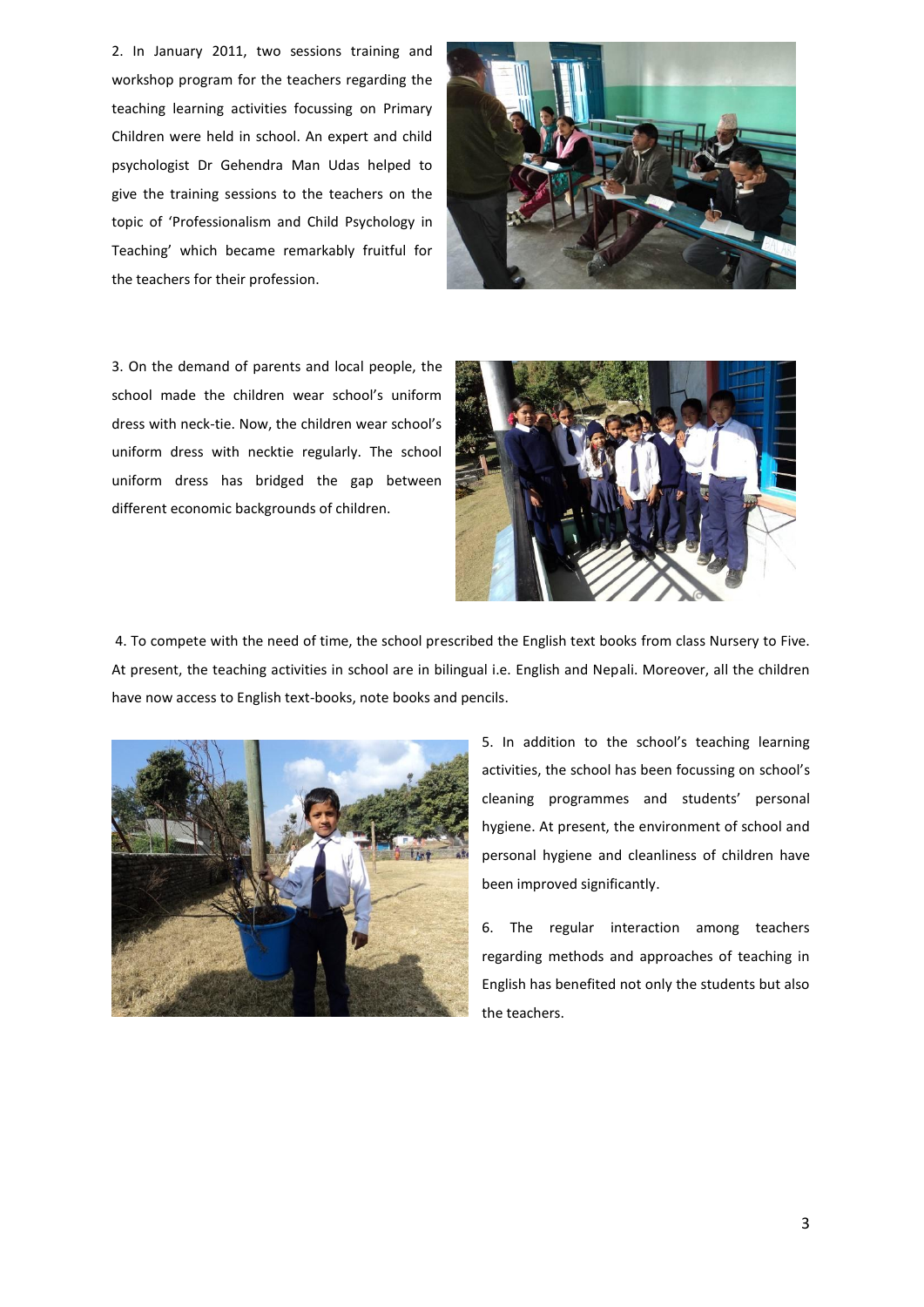2. In January 2011, two sessions training and workshop program for the teachers regarding the teaching learning activities focussing on Primary Children were held in school. An expert and child psychologist Dr Gehendra Man Udas helped to give the training sessions to the teachers on the topic of 'Professionalism and Child Psychology in Teaching' which became remarkably fruitful for the teachers for their profession.

3. On the demand of parents and local people, the school made the children wear school's uniform dress with neck-tie. Now, the children wear school's uniform dress with necktie regularly. The school uniform dress has bridged the gap between different economic backgrounds of children.

4. To compete with the need of time, the school prescribed the English text books from class Nursery to Five. At present, the teaching activities in school are in bilingual i.e. English and Nepali. Moreover, all the children have now access to English text-books, note books and pencils.

5. In addition to the school's teaching learning activities, the school has been focussing on school's cleaning programmes and students' personal hygiene. At present, the environment of school and personal hygiene and cleanliness of children have been improved significantly.

6. The regular interaction among teachers regarding methods and approaches of teaching in English has benefited not only the students but also the teachers.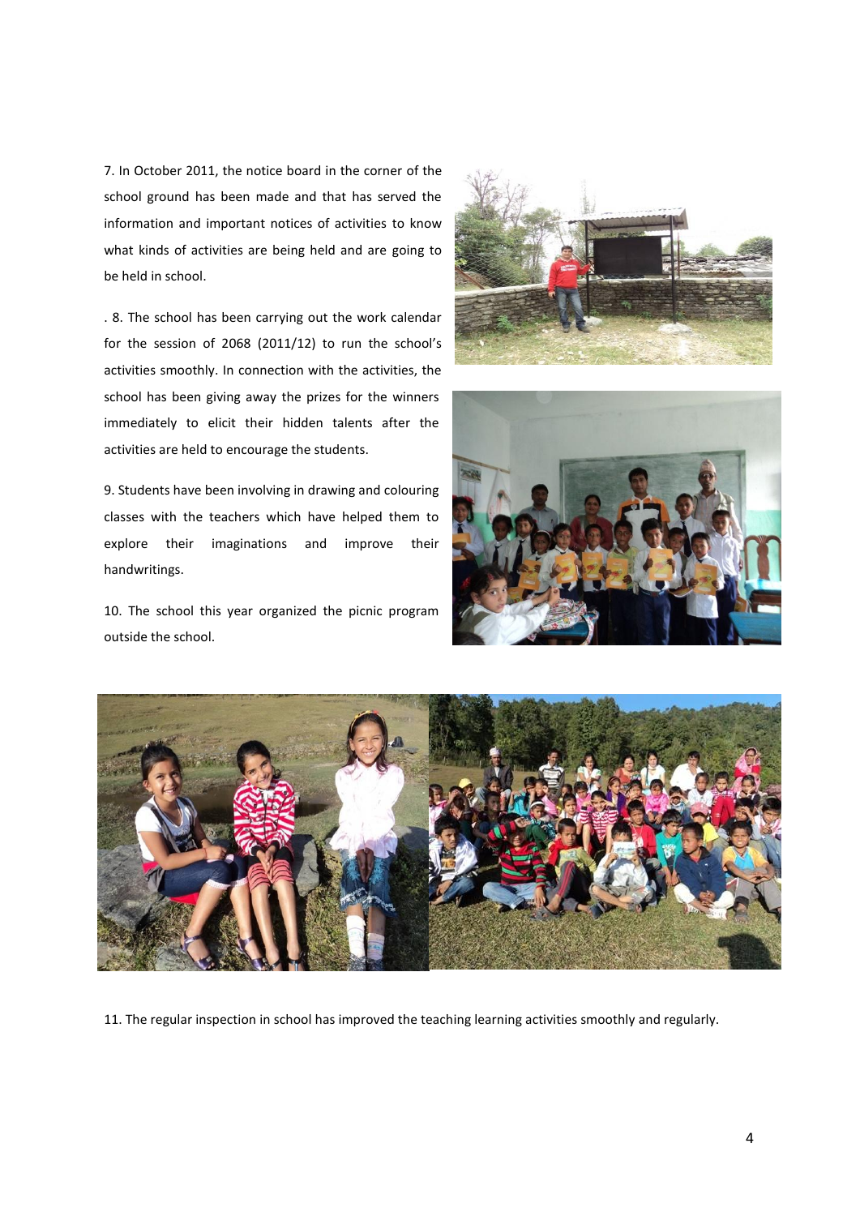7. In October 2011, the notice board in the corner of the school ground has been made and that has served the information and important notices of activities to know what kinds of activities are being held and are going to be held in school.

. 8. The school has been carrying out the work calendar for the session of 2068 (2011/12) to run the school's activities smoothly. In connection with the activities, the school has been giving away the prizes for the winners immediately to elicit their hidden talents after the activities are held to encourage the students.

9. Students have been involving in drawing and colouring classes with the teachers which have helped them to explore their imaginations and improve their handwritings.

10. The school this year organized the picnic program outside the school.

11. The regular inspection in school has improved the teaching learning activities smoothly and regularly.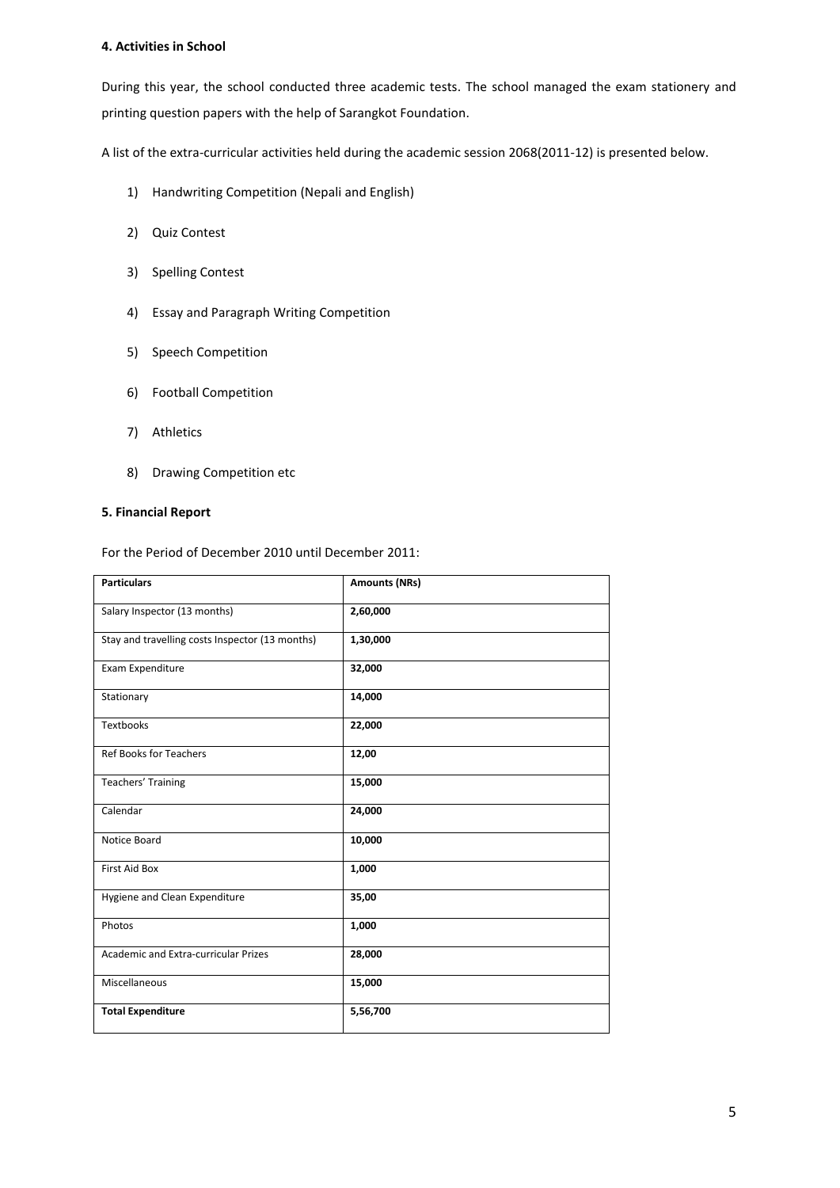**4. Activities in School**

During this year, the school conducted three academic tests. The school managed the exam stationery and printing question papers with the help of Sarangkot Foundation.

A list of the extra-curricular activities held during the academic session 2068(2011-12) is presented below.

1) Handwriting Competition (Nepali and English)
2) Quiz Contest
3) Spelling Contest
4) Essay and Paragraph Writing Competition
5) Speech Competition
6) Football Competition
7) Athletics
8) Drawing Competition etc

**5. Financial Report**

For the Period of December 2010 until December 2011:

| **Particulars** | **Amounts (NRs)** |
|---|---|
| Salary Inspector (13 months) | **2,60,000** |
| Stay and travelling costs Inspector (13 months) | **1,30,000** |
| Exam Expenditure | **32,000** |
| Stationary | **14,000** |
| Textbooks | **22,000** |
| Ref Books for Teachers | **12,00** |
| Teachers' Training | **15,000** |
| Calendar | **24,000** |
| Notice Board | **10,000** |
| First Aid Box | **1,000** |
| Hygiene and Clean Expenditure | **35,00** |
| Photos | **1,000** |
| Academic and Extra-curricular Prizes | **28,000** |
| Miscellaneous | **15,000** |
| **Total Expenditure** | **5,56,700** |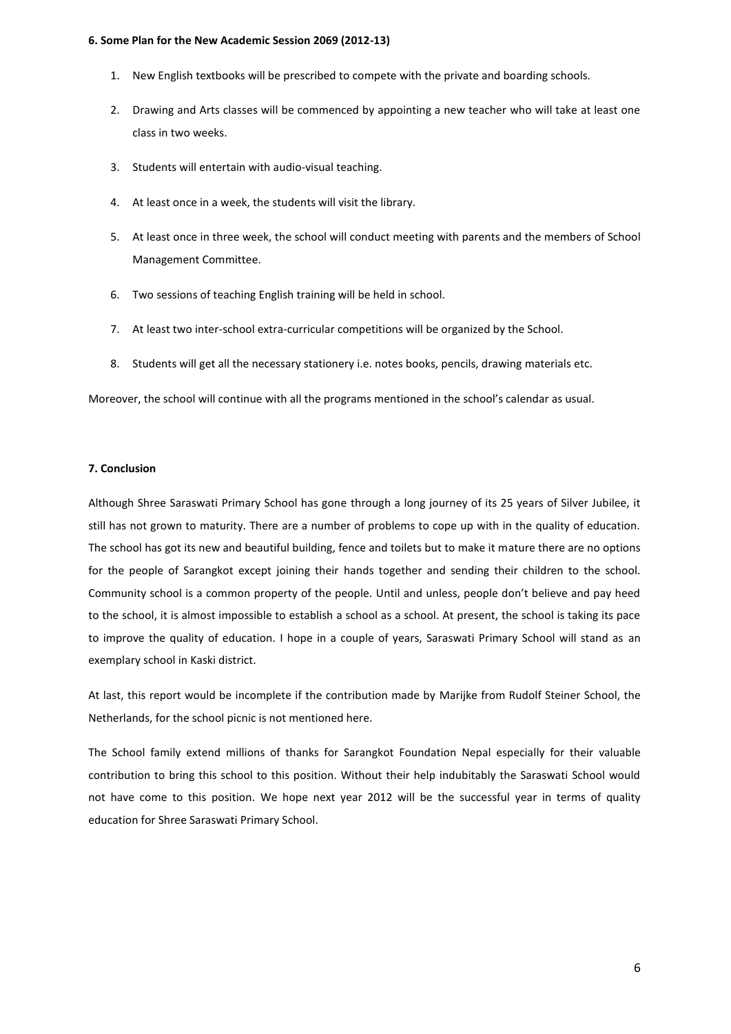#### 6. Some Plan for the New Academic Session 2069 (2012-13)

1. New English textbooks will be prescribed to compete with the private and boarding schools.
2. Drawing and Arts classes will be commenced by appointing a new teacher who will take at least one class in two weeks.
3. Students will entertain with audio-visual teaching.
4. At least once in a week, the students will visit the library.
5. At least once in three week, the school will conduct meeting with parents and the members of School Management Committee.
6. Two sessions of teaching English training will be held in school.
7. At least two inter-school extra-curricular competitions will be organized by the School.
8. Students will get all the necessary stationery i.e. notes books, pencils, drawing materials etc.

Moreover, the school will continue with all the programs mentioned in the school's calendar as usual.

#### 7. Conclusion

Although Shree Saraswati Primary School has gone through a long journey of its 25 years of Silver Jubilee, it still has not grown to maturity. There are a number of problems to cope up with in the quality of education. The school has got its new and beautiful building, fence and toilets but to make it mature there are no options for the people of Sarangkot except joining their hands together and sending their children to the school. Community school is a common property of the people. Until and unless, people don't believe and pay heed to the school, it is almost impossible to establish a school as a school. At present, the school is taking its pace to improve the quality of education. I hope in a couple of years, Saraswati Primary School will stand as an exemplary school in Kaski district.

At last, this report would be incomplete if the contribution made by Marijke from Rudolf Steiner School, the Netherlands, for the school picnic is not mentioned here.

The School family extend millions of thanks for Sarangkot Foundation Nepal especially for their valuable contribution to bring this school to this position. Without their help indubitably the Saraswati School would not have come to this position. We hope next year 2012 will be the successful year in terms of quality education for Shree Saraswati Primary School.